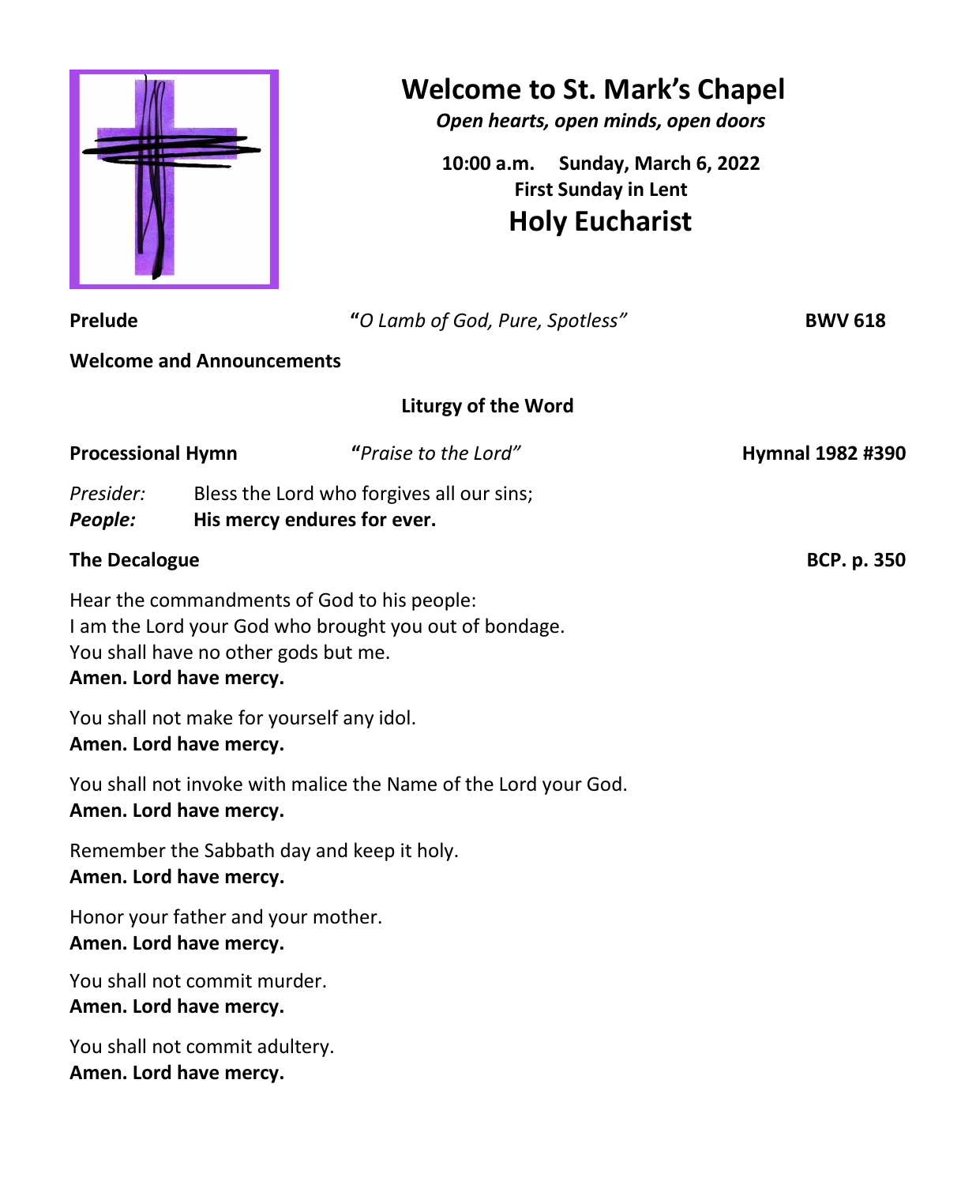# Welcome to St. Mark's Chapel

***Open hearts, open minds, open doors***

**10:00 a.m. Sunday, March 6, 2022**
**First Sunday in Lent**

## Holy Eucharist

**Prelude** "*O Lamb of God, Pure, Spotless*" **BWV 618**

**Welcome and Announcements**

### Liturgy of the Word

**Processional Hymn** "*Praise to the Lord*" **Hymnal 1982 #390**

*Presider:* Bless the Lord who forgives all our sins;
***People:*** **His mercy endures for ever.**

**The Decalogue** **BCP. p. 350**

Hear the commandments of God to his people:
I am the Lord your God who brought you out of bondage.
You shall have no other gods but me.
**Amen. Lord have mercy.**

You shall not make for yourself any idol.
**Amen. Lord have mercy.**

You shall not invoke with malice the Name of the Lord your God.
**Amen. Lord have mercy.**

Remember the Sabbath day and keep it holy.
**Amen. Lord have mercy.**

Honor your father and your mother.
**Amen. Lord have mercy.**

You shall not commit murder.
**Amen. Lord have mercy.**

You shall not commit adultery.
**Amen. Lord have mercy.**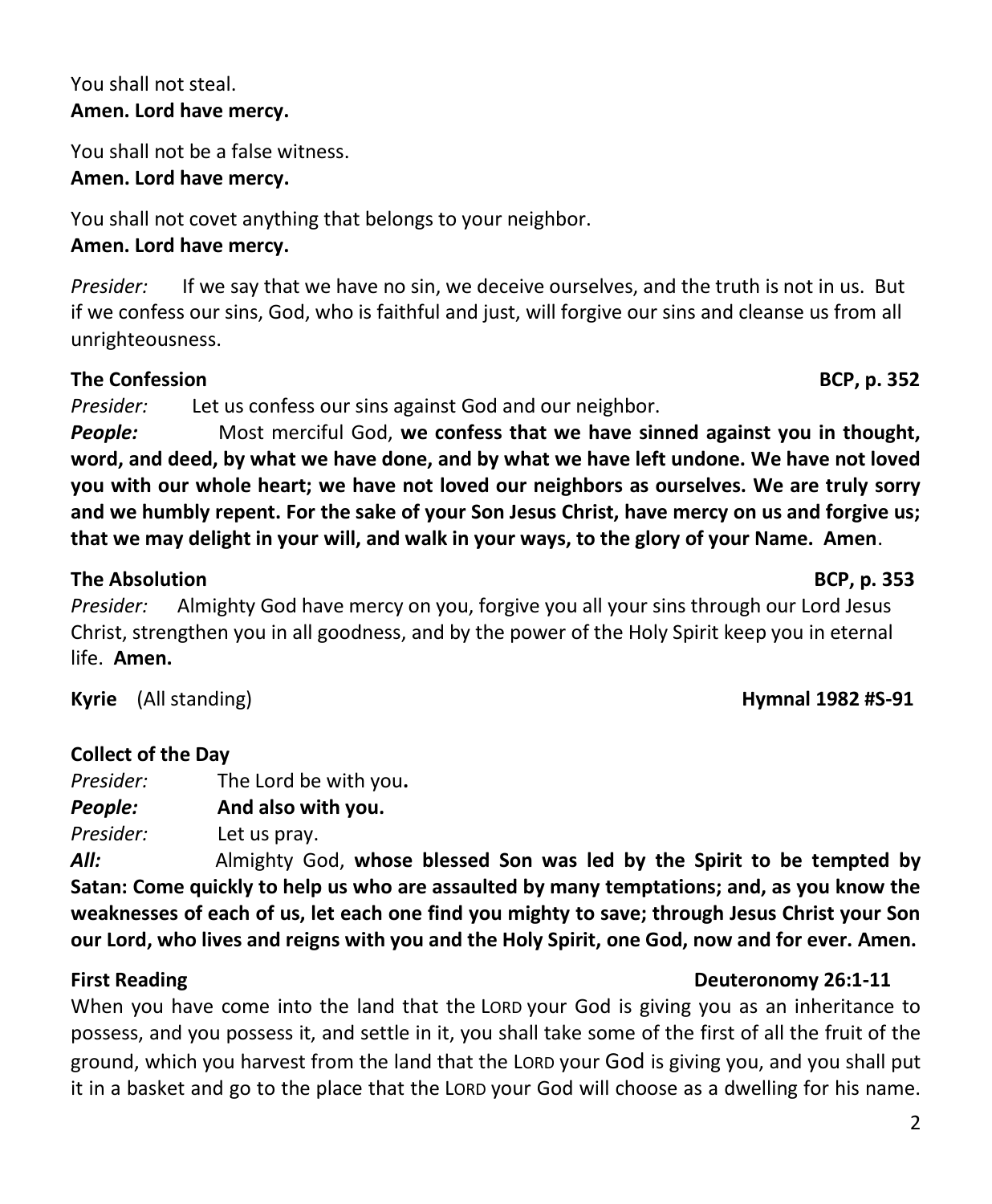You shall not steal.
**Amen. Lord have mercy.**

You shall not be a false witness.
**Amen. Lord have mercy.**

You shall not covet anything that belongs to your neighbor.
**Amen. Lord have mercy.**

*Presider:* If we say that we have no sin, we deceive ourselves, and the truth is not in us. But if we confess our sins, God, who is faithful and just, will forgive our sins and cleanse us from all unrighteousness.

**The Confession** **BCP, p. 352**

*Presider:* Let us confess our sins against God and our neighbor.
***People:*** Most merciful God, **we confess that we have sinned against you in thought, word, and deed, by what we have done, and by what we have left undone. We have not loved you with our whole heart; we have not loved our neighbors as ourselves. We are truly sorry and we humbly repent. For the sake of your Son Jesus Christ, have mercy on us and forgive us; that we may delight in your will, and walk in your ways, to the glory of your Name. Amen**.

**The Absolution** **BCP, p. 353**

*Presider:* Almighty God have mercy on you, forgive you all your sins through our Lord Jesus Christ, strengthen you in all goodness, and by the power of the Holy Spirit keep you in eternal life. **Amen.**

**Kyrie** (All standing) **Hymnal 1982 #S-91**

**Collect of the Day**

*Presider:* The Lord be with you**.**
***People:*** **And also with you.**
*Presider:* Let us pray.
***All:*** Almighty God, **whose blessed Son was led by the Spirit to be tempted by Satan: Come quickly to help us who are assaulted by many temptations; and, as you know the weaknesses of each of us, let each one find you mighty to save; through Jesus Christ your Son our Lord, who lives and reigns with you and the Holy Spirit, one God, now and for ever. Amen.**

**First Reading** **Deuteronomy 26:1-11**

When you have come into the land that the LORD your God is giving you as an inheritance to possess, and you possess it, and settle in it, you shall take some of the first of all the fruit of the ground, which you harvest from the land that the LORD your God is giving you, and you shall put it in a basket and go to the place that the LORD your God will choose as a dwelling for his name.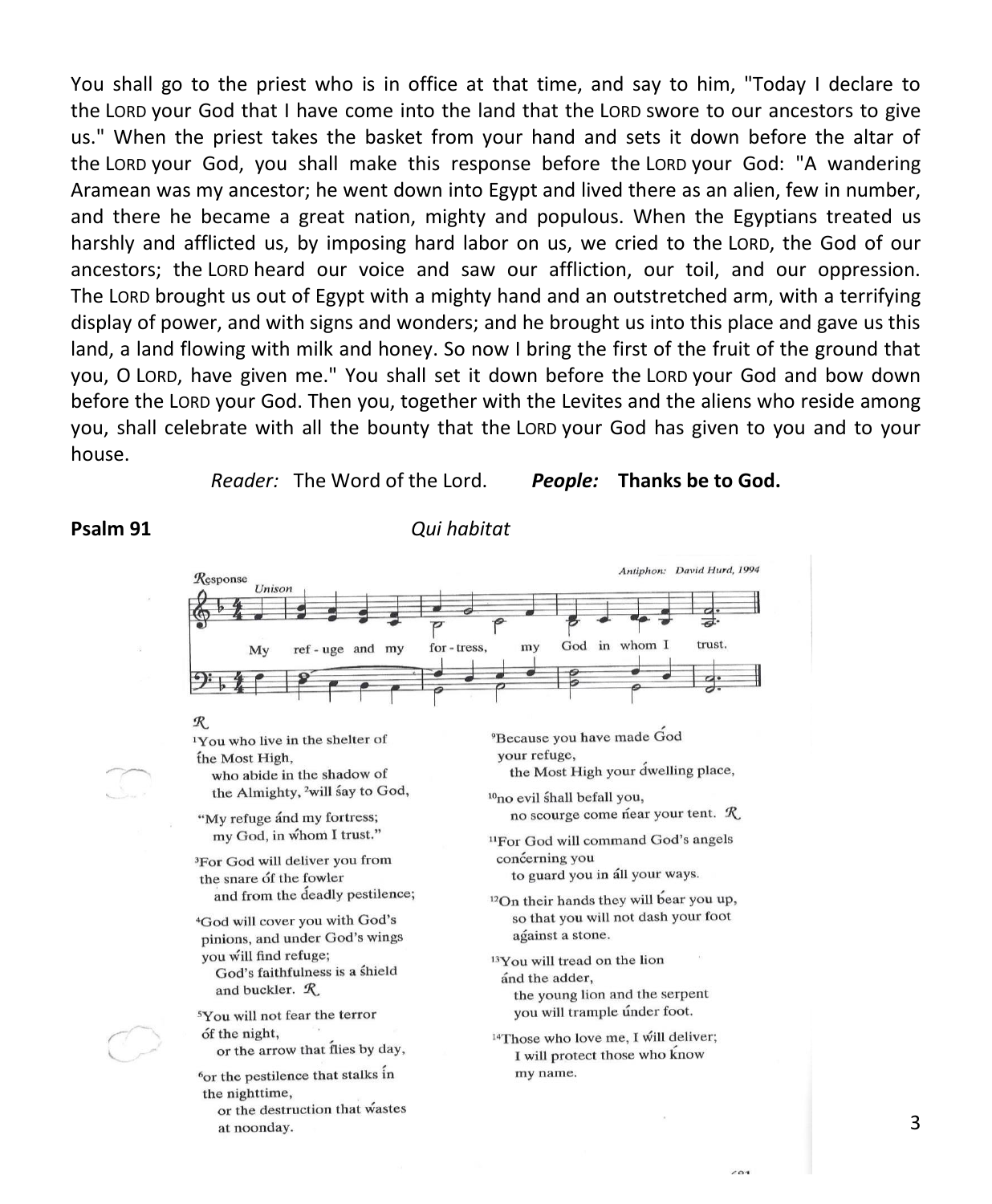You shall go to the priest who is in office at that time, and say to him, "Today I declare to the LORD your God that I have come into the land that the LORD swore to our ancestors to give us." When the priest takes the basket from your hand and sets it down before the altar of the LORD your God, you shall make this response before the LORD your God: "A wandering Aramean was my ancestor; he went down into Egypt and lived there as an alien, few in number, and there he became a great nation, mighty and populous. When the Egyptians treated us harshly and afflicted us, by imposing hard labor on us, we cried to the LORD, the God of our ancestors; the LORD heard our voice and saw our affliction, our toil, and our oppression. The LORD brought us out of Egypt with a mighty hand and an outstretched arm, with a terrifying display of power, and with signs and wonders; and he brought us into this place and gave us this land, a land flowing with milk and honey. So now I bring the first of the fruit of the ground that you, O LORD, have given me." You shall set it down before the LORD your God and bow down before the LORD your God. Then you, together with the Levites and the aliens who reside among you, shall celebrate with all the bounty that the LORD your God has given to you and to your house.

*Reader:* The Word of the Lord. ***People:*** **Thanks be to God.**

**Psalm 91** *Qui habitat*

Response — Unison — *Antiphon: David Hurd, 1994*

My ref - uge and my for - tress, my God in whom I trust.

℟

[1]You who live in the shelter of the Most High,
who abide in the shadow of the Almighty, [2]will say to God,

"My refuge and my fortress;
my God, in whom I trust."

[3]For God will deliver you from the snare of the fowler
and from the deadly pestilence;

[4]God will cover you with God's pinions, and under God's wings you will find refuge;
God's faithfulness is a shield and buckler. ℟

[5]You will not fear the terror of the night,
or the arrow that flies by day,

[6]or the pestilence that stalks in the nighttime,
or the destruction that wastes at noonday.

[9]Because you have made God your refuge,
the Most High your dwelling place,

[10]no evil shall befall you,
no scourge come near your tent. ℟

[11]For God will command God's angels concerning you
to guard you in all your ways.

[12]On their hands they will bear you up,
so that you will not dash your foot against a stone.

[13]You will tread on the lion and the adder,
the young lion and the serpent you will trample under foot.

[14]Those who love me, I will deliver;
I will protect those who know my name.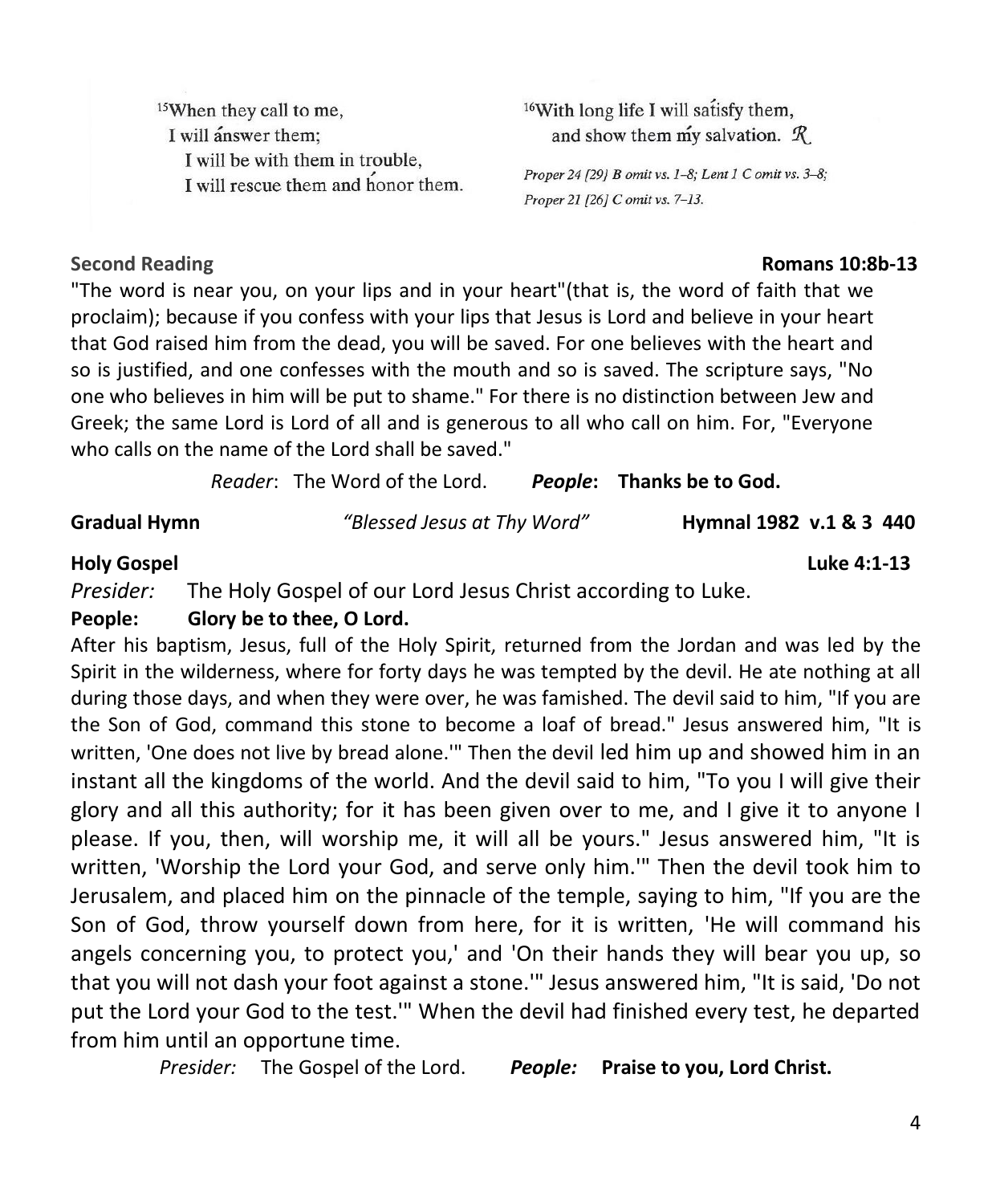[15]When they call to me,
I will ánswer them;
I will be with them in trouble,
I will rescue them and hónor them.

[16]With long life I will satísfy them,
and show them mý salvation. ℟

*Proper 24 [29] B omit vs. 1–8; Lent 1 C omit vs. 3–8; Proper 21 [26] C omit vs. 7–13.*

**Second Reading** **Romans 10:8b-13**

"The word is near you, on your lips and in your heart"(that is, the word of faith that we proclaim); because if you confess with your lips that Jesus is Lord and believe in your heart that God raised him from the dead, you will be saved. For one believes with the heart and so is justified, and one confesses with the mouth and so is saved. The scripture says, "No one who believes in him will be put to shame." For there is no distinction between Jew and Greek; the same Lord is Lord of all and is generous to all who call on him. For, "Everyone who calls on the name of the Lord shall be saved."

*Reader*: The Word of the Lord. ***People*:** **Thanks be to God.**

**Gradual Hymn** *"Blessed Jesus at Thy Word"* **Hymnal 1982 v.1 & 3 440**

**Holy Gospel** **Luke 4:1-13**

*Presider:* The Holy Gospel of our Lord Jesus Christ according to Luke.

**People: Glory be to thee, O Lord.**

After his baptism, Jesus, full of the Holy Spirit, returned from the Jordan and was led by the Spirit in the wilderness, where for forty days he was tempted by the devil. He ate nothing at all during those days, and when they were over, he was famished. The devil said to him, "If you are the Son of God, command this stone to become a loaf of bread." Jesus answered him, "It is written, 'One does not live by bread alone.'" Then the devil led him up and showed him in an instant all the kingdoms of the world. And the devil said to him, "To you I will give their glory and all this authority; for it has been given over to me, and I give it to anyone I please. If you, then, will worship me, it will all be yours." Jesus answered him, "It is written, 'Worship the Lord your God, and serve only him.'" Then the devil took him to Jerusalem, and placed him on the pinnacle of the temple, saying to him, "If you are the Son of God, throw yourself down from here, for it is written, 'He will command his angels concerning you, to protect you,' and 'On their hands they will bear you up, so that you will not dash your foot against a stone.'" Jesus answered him, "It is said, 'Do not put the Lord your God to the test.'" When the devil had finished every test, he departed from him until an opportune time.

*Presider:* The Gospel of the Lord. ***People:*** **Praise to you, Lord Christ.**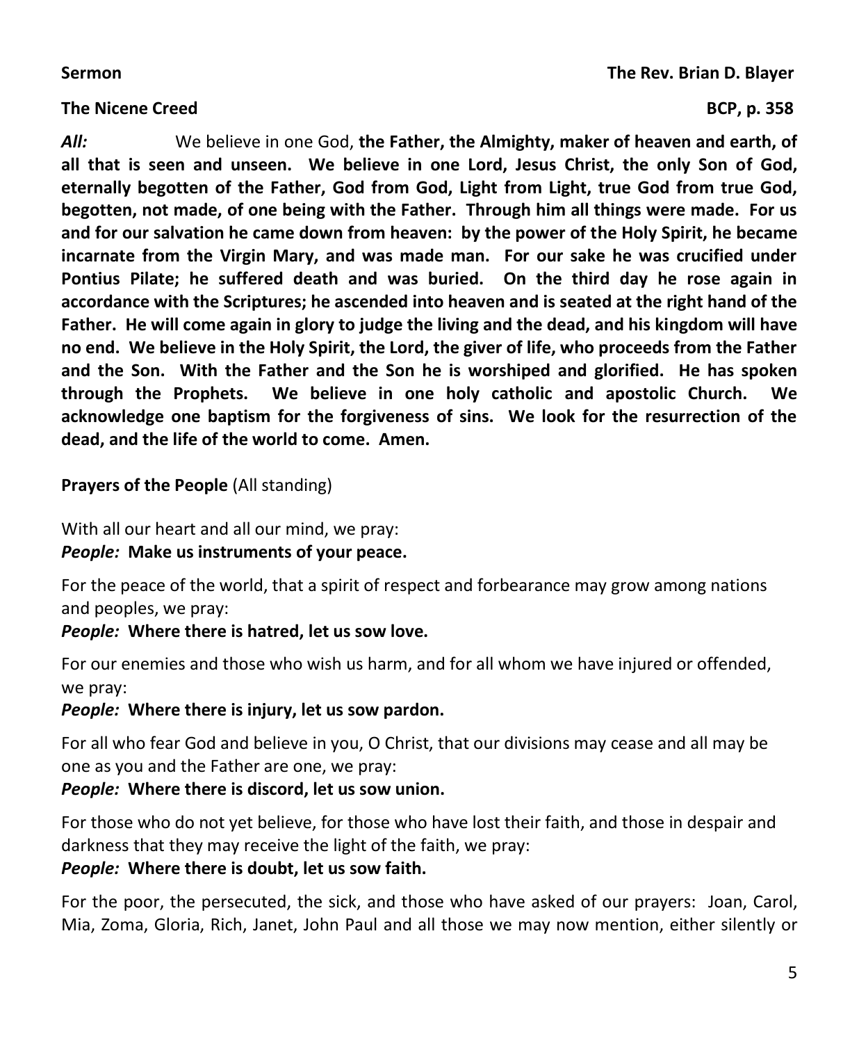**Sermon** **The Rev. Brian D. Blayer**

**The Nicene Creed** **BCP, p. 358**

***All:*** We believe in one God, **the Father, the Almighty, maker of heaven and earth, of all that is seen and unseen. We believe in one Lord, Jesus Christ, the only Son of God, eternally begotten of the Father, God from God, Light from Light, true God from true God, begotten, not made, of one being with the Father. Through him all things were made. For us and for our salvation he came down from heaven: by the power of the Holy Spirit, he became incarnate from the Virgin Mary, and was made man. For our sake he was crucified under Pontius Pilate; he suffered death and was buried. On the third day he rose again in accordance with the Scriptures; he ascended into heaven and is seated at the right hand of the Father. He will come again in glory to judge the living and the dead, and his kingdom will have no end. We believe in the Holy Spirit, the Lord, the giver of life, who proceeds from the Father and the Son. With the Father and the Son he is worshiped and glorified. He has spoken through the Prophets. We believe in one holy catholic and apostolic Church. We acknowledge one baptism for the forgiveness of sins. We look for the resurrection of the dead, and the life of the world to come. Amen.**

**Prayers of the People** (All standing)

With all our heart and all our mind, we pray:
***People:*** **Make us instruments of your peace.**

For the peace of the world, that a spirit of respect and forbearance may grow among nations and peoples, we pray:
***People:*** **Where there is hatred, let us sow love.**

For our enemies and those who wish us harm, and for all whom we have injured or offended, we pray:
***People:*** **Where there is injury, let us sow pardon.**

For all who fear God and believe in you, O Christ, that our divisions may cease and all may be one as you and the Father are one, we pray:
***People:*** **Where there is discord, let us sow union.**

For those who do not yet believe, for those who have lost their faith, and those in despair and darkness that they may receive the light of the faith, we pray:
***People:*** **Where there is doubt, let us sow faith.**

For the poor, the persecuted, the sick, and those who have asked of our prayers: Joan, Carol, Mia, Zoma, Gloria, Rich, Janet, John Paul and all those we may now mention, either silently or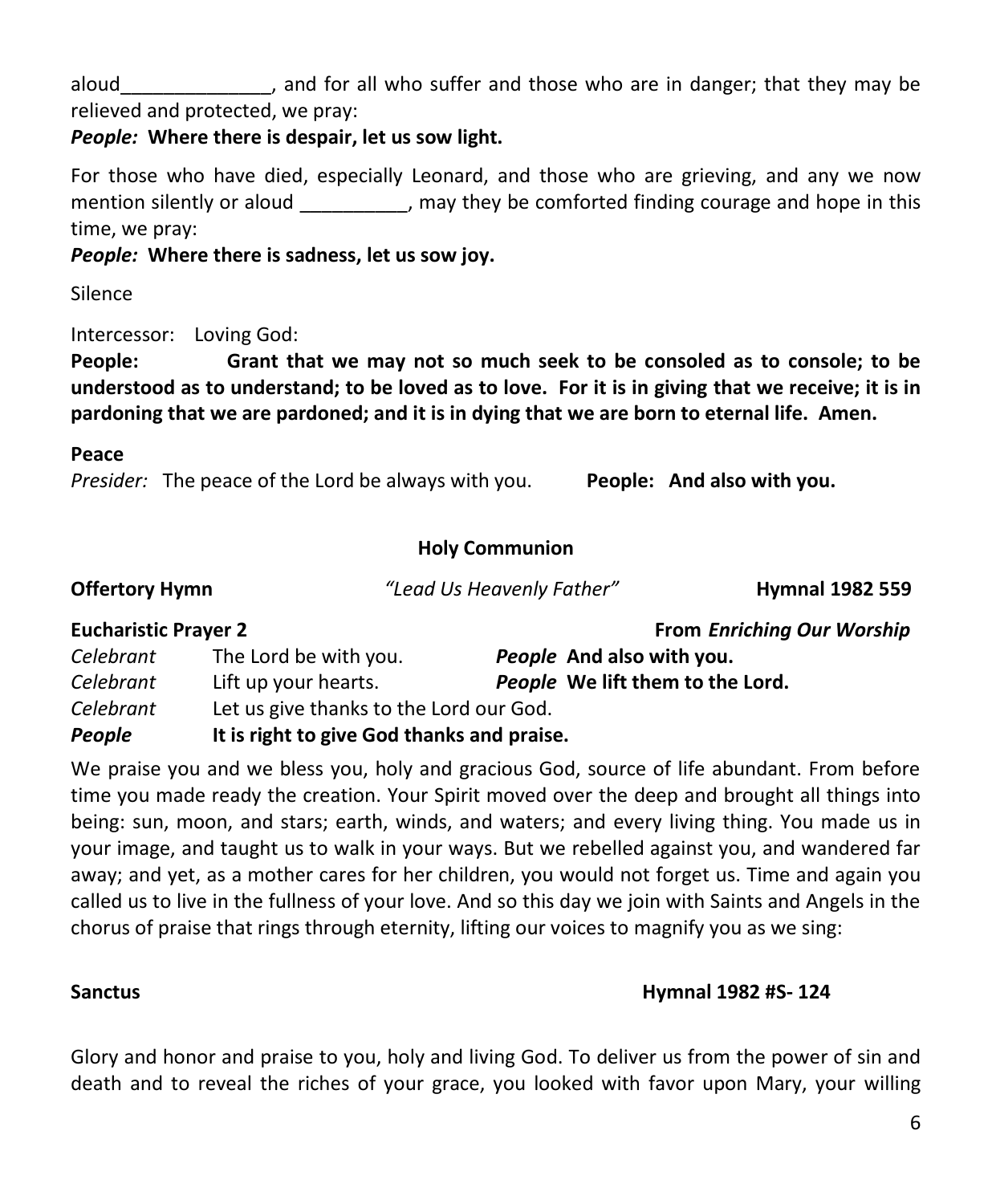aloud_____________, and for all who suffer and those who are in danger; that they may be relieved and protected, we pray:

***People:*** **Where there is despair, let us sow light.**

For those who have died, especially Leonard, and those who are grieving, and any we now mention silently or aloud __________, may they be comforted finding courage and hope in this time, we pray:

***People:*** **Where there is sadness, let us sow joy.**

Silence

Intercessor: Loving God:

**People: Grant that we may not so much seek to be consoled as to console; to be understood as to understand; to be loved as to love. For it is in giving that we receive; it is in pardoning that we are pardoned; and it is in dying that we are born to eternal life. Amen.**

**Peace**

*Presider:* The peace of the Lord be always with you. **People: And also with you.**

## Holy Communion

**Offertory Hymn** *"Lead Us Heavenly Father"* **Hymnal 1982 559**

**Eucharistic Prayer 2** **From *Enriching Our Worship***

*Celebrant* The Lord be with you. ***People*** **And also with you.**

*Celebrant* Lift up your hearts. ***People*** **We lift them to the Lord.**

*Celebrant* Let us give thanks to the Lord our God.

***People*** **It is right to give God thanks and praise.**

We praise you and we bless you, holy and gracious God, source of life abundant. From before time you made ready the creation. Your Spirit moved over the deep and brought all things into being: sun, moon, and stars; earth, winds, and waters; and every living thing. You made us in your image, and taught us to walk in your ways. But we rebelled against you, and wandered far away; and yet, as a mother cares for her children, you would not forget us. Time and again you called us to live in the fullness of your love. And so this day we join with Saints and Angels in the chorus of praise that rings through eternity, lifting our voices to magnify you as we sing:

**Sanctus** **Hymnal 1982 #S- 124**

Glory and honor and praise to you, holy and living God. To deliver us from the power of sin and death and to reveal the riches of your grace, you looked with favor upon Mary, your willing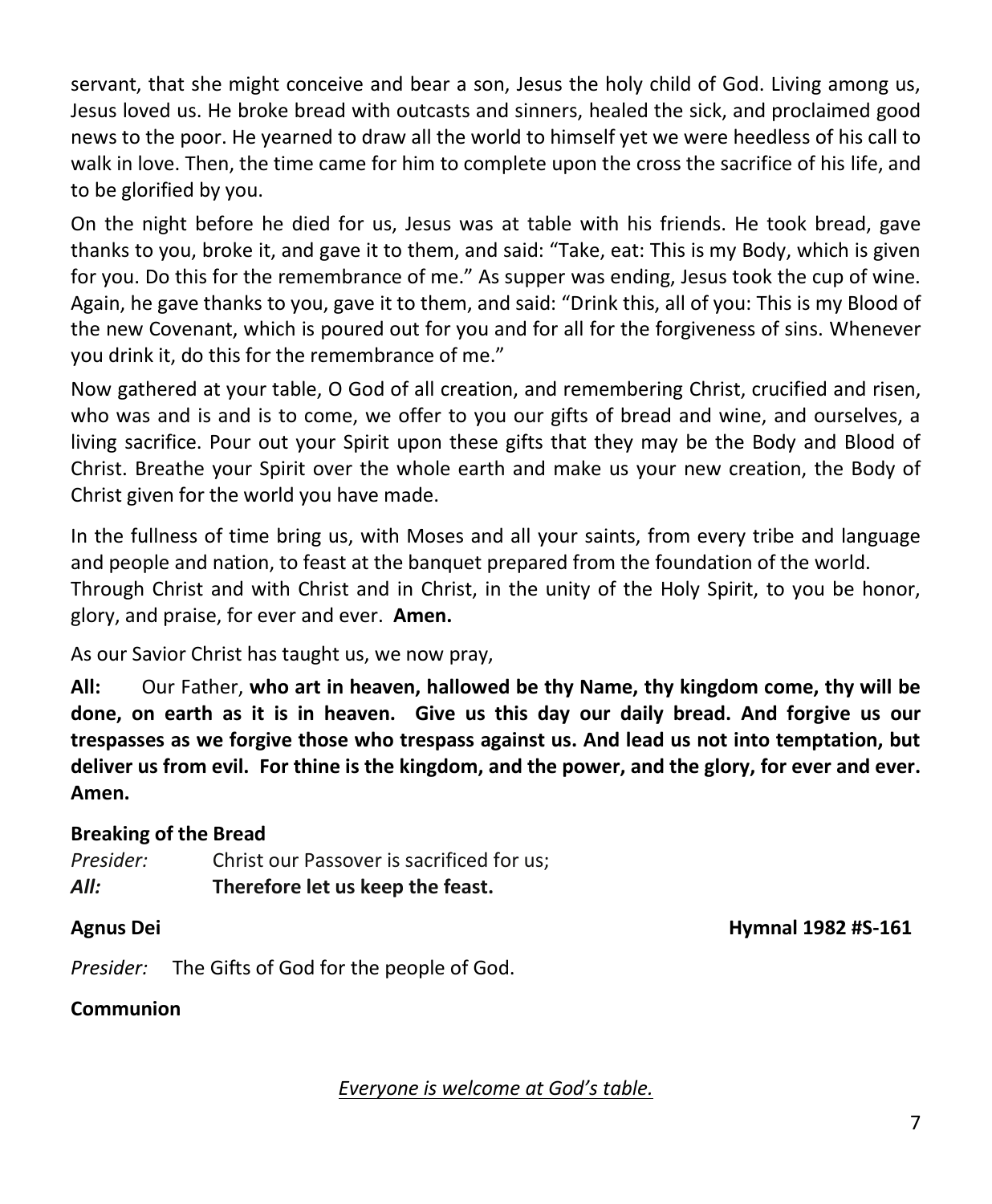servant, that she might conceive and bear a son, Jesus the holy child of God. Living among us, Jesus loved us. He broke bread with outcasts and sinners, healed the sick, and proclaimed good news to the poor. He yearned to draw all the world to himself yet we were heedless of his call to walk in love. Then, the time came for him to complete upon the cross the sacrifice of his life, and to be glorified by you.

On the night before he died for us, Jesus was at table with his friends. He took bread, gave thanks to you, broke it, and gave it to them, and said: "Take, eat: This is my Body, which is given for you. Do this for the remembrance of me." As supper was ending, Jesus took the cup of wine. Again, he gave thanks to you, gave it to them, and said: "Drink this, all of you: This is my Blood of the new Covenant, which is poured out for you and for all for the forgiveness of sins. Whenever you drink it, do this for the remembrance of me."

Now gathered at your table, O God of all creation, and remembering Christ, crucified and risen, who was and is and is to come, we offer to you our gifts of bread and wine, and ourselves, a living sacrifice. Pour out your Spirit upon these gifts that they may be the Body and Blood of Christ. Breathe your Spirit over the whole earth and make us your new creation, the Body of Christ given for the world you have made.

In the fullness of time bring us, with Moses and all your saints, from every tribe and language and people and nation, to feast at the banquet prepared from the foundation of the world. Through Christ and with Christ and in Christ, in the unity of the Holy Spirit, to you be honor, glory, and praise, for ever and ever. **Amen.**

As our Savior Christ has taught us, we now pray,

**All:** Our Father, **who art in heaven, hallowed be thy Name, thy kingdom come, thy will be done, on earth as it is in heaven. Give us this day our daily bread. And forgive us our trespasses as we forgive those who trespass against us. And lead us not into temptation, but deliver us from evil. For thine is the kingdom, and the power, and the glory, for ever and ever. Amen.**

**Breaking of the Bread**

*Presider:* Christ our Passover is sacrificed for us;
***All:*** **Therefore let us keep the feast.**

**Agnus Dei** **Hymnal 1982 #S-161**

*Presider:* The Gifts of God for the people of God.

**Communion**

*Everyone is welcome at God's table.*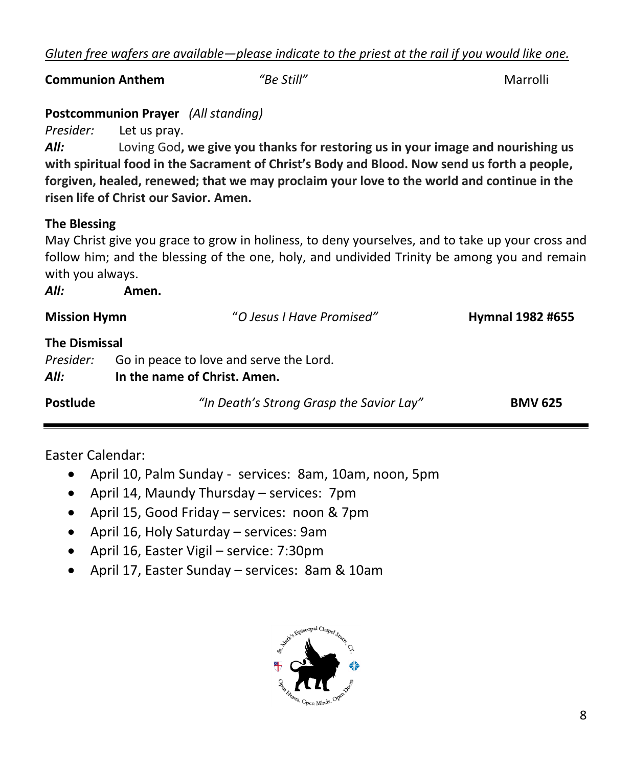*Gluten free wafers are available—please indicate to the priest at the rail if you would like one.*

**Communion Anthem** *"Be Still"* Marrolli

**Postcommunion Prayer** *(All standing)*

*Presider:* Let us pray.

***All:*** Loving God**, we give you thanks for restoring us in your image and nourishing us with spiritual food in the Sacrament of Christ's Body and Blood. Now send us forth a people, forgiven, healed, renewed; that we may proclaim your love to the world and continue in the risen life of Christ our Savior. Amen.**

**The Blessing**

May Christ give you grace to grow in holiness, to deny yourselves, and to take up your cross and follow him; and the blessing of the one, holy, and undivided Trinity be among you and remain with you always.

***All:*** **Amen.**

**Mission Hymn** *"O Jesus I Have Promised"* **Hymnal 1982 #655**

**The Dismissal**

*Presider:* Go in peace to love and serve the Lord.

***All:*** **In the name of Christ. Amen.**

**Postlude** *"In Death's Strong Grasp the Savior Lay"* **BMV 625**

---

Easter Calendar:

- April 10, Palm Sunday - services: 8am, 10am, noon, 5pm
- April 14, Maundy Thursday – services: 7pm
- April 15, Good Friday – services: noon & 7pm
- April 16, Holy Saturday – services: 9am
- April 16, Easter Vigil – service: 7:30pm
- April 17, Easter Sunday – services: 8am & 10am

St. Mark's Episcopal Chapel Storrs, CT.
Open Hearts. Open Minds. Open Doors